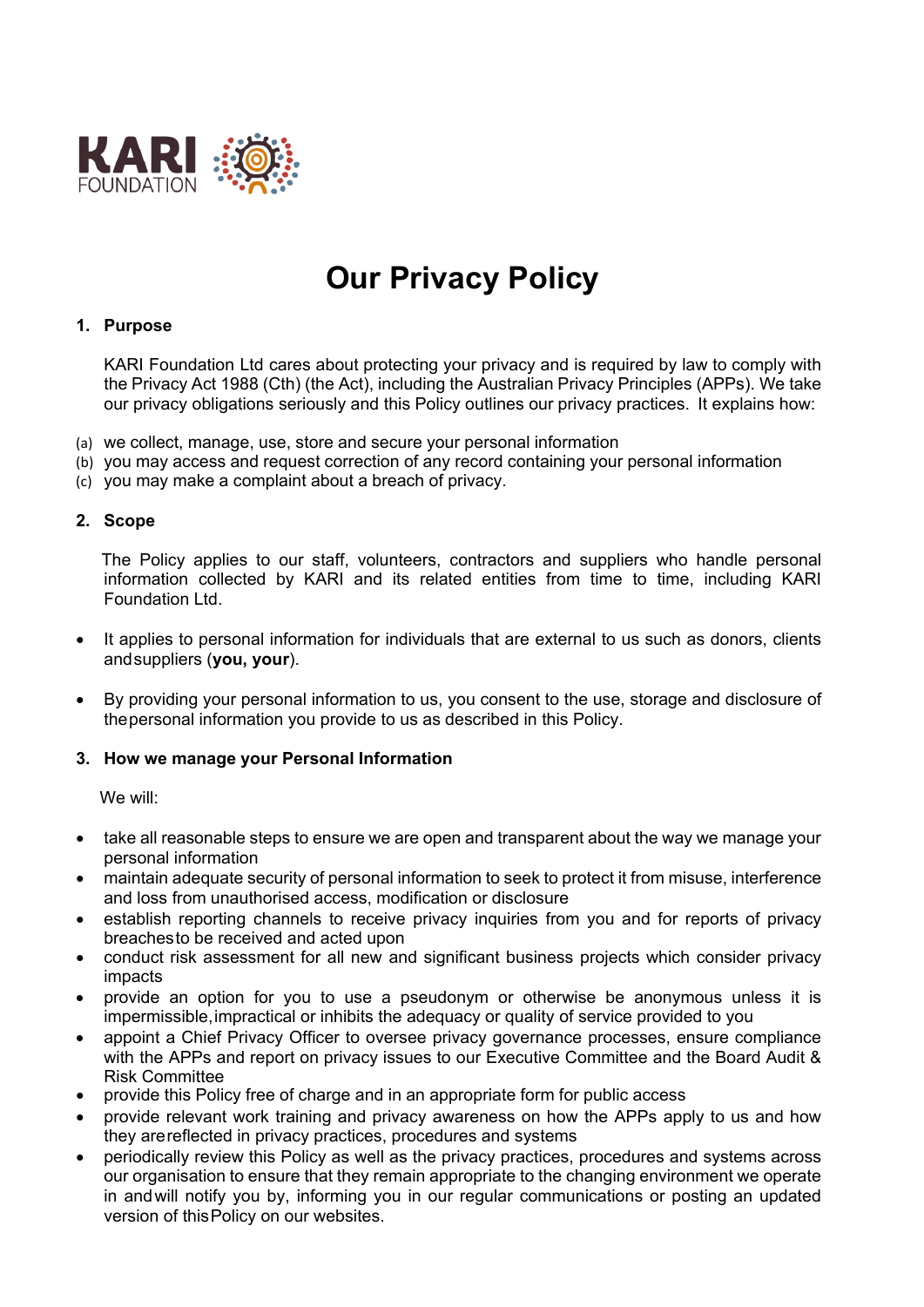KARI FOUNDATION

# Our Privacy Policy

## 1. Purpose

KARI Foundation Ltd cares about protecting your privacy and is required by law to comply with the Privacy Act 1988 (Cth) (the Act), including the Australian Privacy Principles (APPs). We take our privacy obligations seriously and this Policy outlines our privacy practices. It explains how:

(a) we collect, manage, use, store and secure your personal information
(b) you may access and request correction of any record containing your personal information
(c) you may make a complaint about a breach of privacy.

## 2. Scope

The Policy applies to our staff, volunteers, contractors and suppliers who handle personal information collected by KARI and its related entities from time to time, including KARI Foundation Ltd.

- It applies to personal information for individuals that are external to us such as donors, clients and suppliers (**you, your**).

- By providing your personal information to us, you consent to the use, storage and disclosure of the personal information you provide to us as described in this Policy.

## 3. How we manage your Personal Information

We will:

- take all reasonable steps to ensure we are open and transparent about the way we manage your personal information
- maintain adequate security of personal information to seek to protect it from misuse, interference and loss from unauthorised access, modification or disclosure
- establish reporting channels to receive privacy inquiries from you and for reports of privacy breaches to be received and acted upon
- conduct risk assessment for all new and significant business projects which consider privacy impacts
- provide an option for you to use a pseudonym or otherwise be anonymous unless it is impermissible, impractical or inhibits the adequacy or quality of service provided to you
- appoint a Chief Privacy Officer to oversee privacy governance processes, ensure compliance with the APPs and report on privacy issues to our Executive Committee and the Board Audit & Risk Committee
- provide this Policy free of charge and in an appropriate form for public access
- provide relevant work training and privacy awareness on how the APPs apply to us and how they are reflected in privacy practices, procedures and systems
- periodically review this Policy as well as the privacy practices, procedures and systems across our organisation to ensure that they remain appropriate to the changing environment we operate in and will notify you by, informing you in our regular communications or posting an updated version of this Policy on our websites.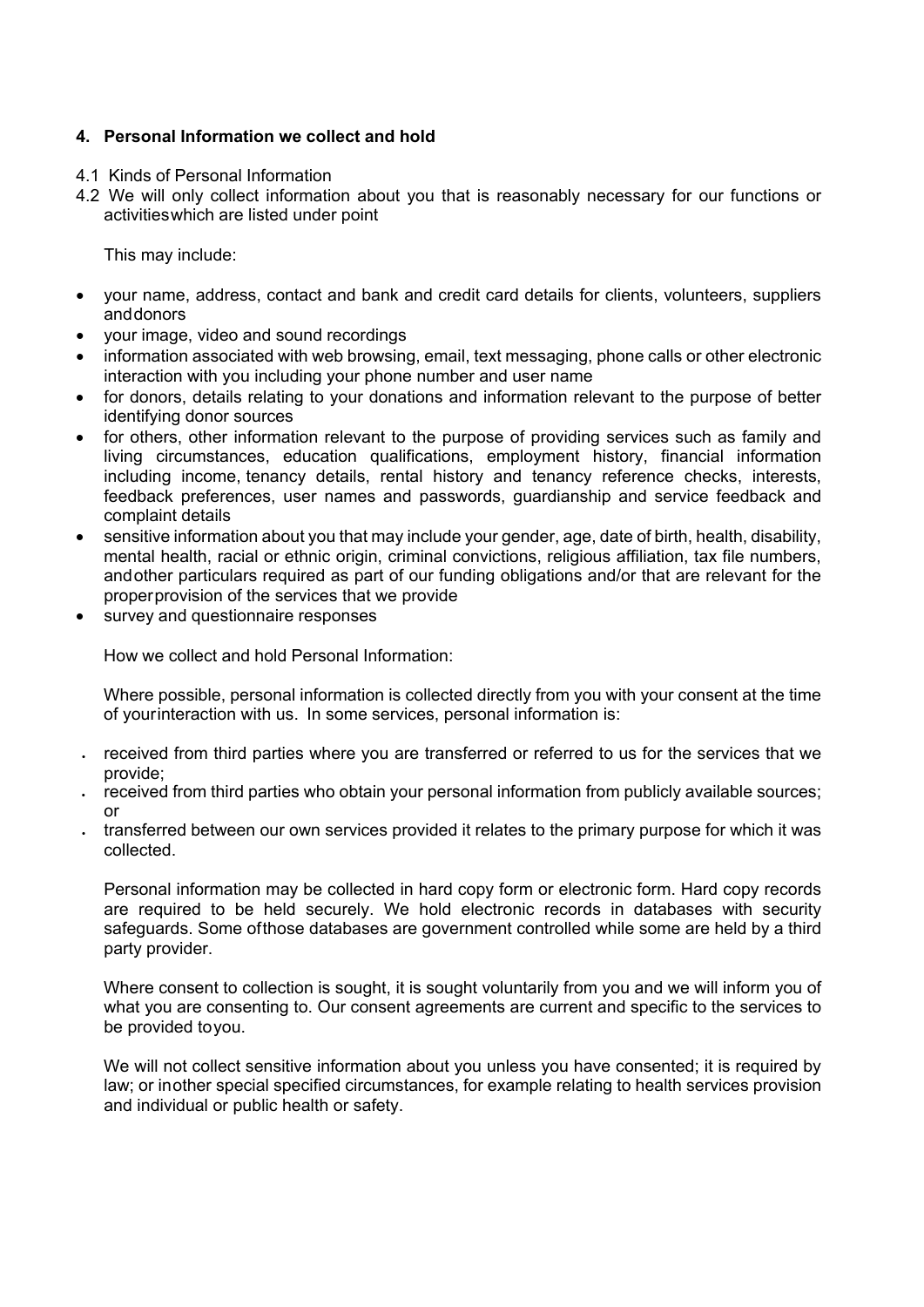## 4. Personal Information we collect and hold

4.1 Kinds of Personal Information

4.2 We will only collect information about you that is reasonably necessary for our functions or activitieswhich are listed under point

This may include:

- your name, address, contact and bank and credit card details for clients, volunteers, suppliers anddonors
- your image, video and sound recordings
- information associated with web browsing, email, text messaging, phone calls or other electronic interaction with you including your phone number and user name
- for donors, details relating to your donations and information relevant to the purpose of better identifying donor sources
- for others, other information relevant to the purpose of providing services such as family and living circumstances, education qualifications, employment history, financial information including income, tenancy details, rental history and tenancy reference checks, interests, feedback preferences, user names and passwords, guardianship and service feedback and complaint details
- sensitive information about you that may include your gender, age, date of birth, health, disability, mental health, racial or ethnic origin, criminal convictions, religious affiliation, tax file numbers, andother particulars required as part of our funding obligations and/or that are relevant for the properprovision of the services that we provide
- survey and questionnaire responses

How we collect and hold Personal Information:

Where possible, personal information is collected directly from you with your consent at the time of yourinteraction with us. In some services, personal information is:

- received from third parties where you are transferred or referred to us for the services that we provide;
- received from third parties who obtain your personal information from publicly available sources; or
- transferred between our own services provided it relates to the primary purpose for which it was collected.

Personal information may be collected in hard copy form or electronic form. Hard copy records are required to be held securely. We hold electronic records in databases with security safeguards. Some ofthose databases are government controlled while some are held by a third party provider.

Where consent to collection is sought, it is sought voluntarily from you and we will inform you of what you are consenting to. Our consent agreements are current and specific to the services to be provided toyou.

We will not collect sensitive information about you unless you have consented; it is required by law; or inother special specified circumstances, for example relating to health services provision and individual or public health or safety.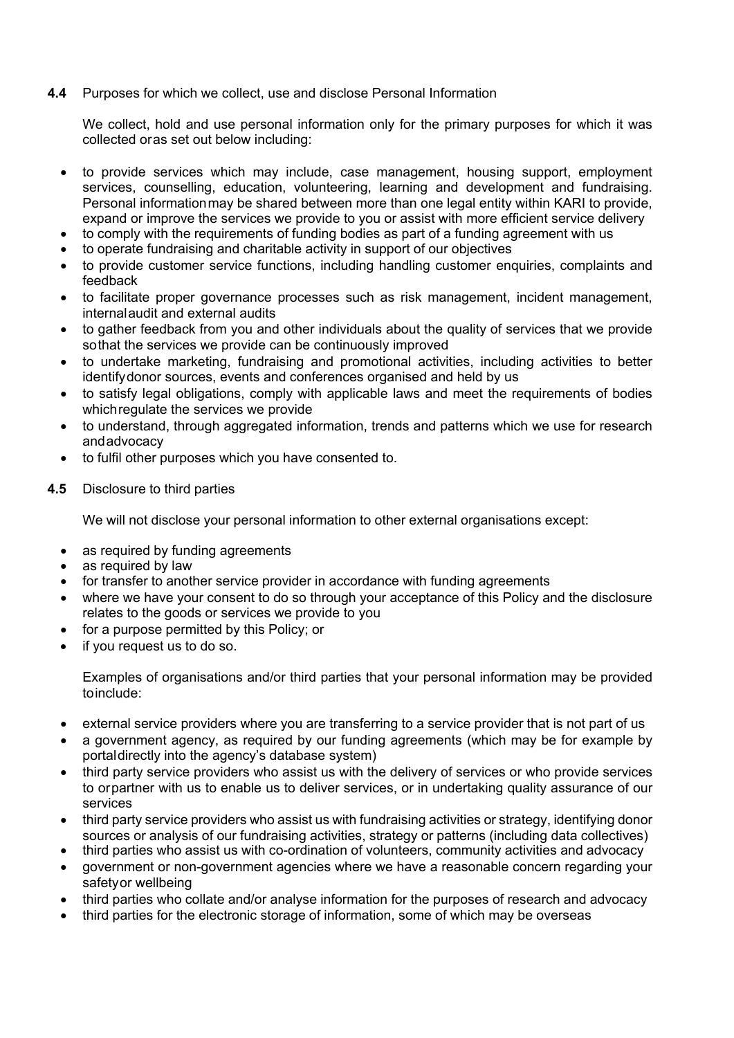**4.4** Purposes for which we collect, use and disclose Personal Information

We collect, hold and use personal information only for the primary purposes for which it was collected oras set out below including:

- to provide services which may include, case management, housing support, employment services, counselling, education, volunteering, learning and development and fundraising. Personal informationmay be shared between more than one legal entity within KARI to provide, expand or improve the services we provide to you or assist with more efficient service delivery
- to comply with the requirements of funding bodies as part of a funding agreement with us
- to operate fundraising and charitable activity in support of our objectives
- to provide customer service functions, including handling customer enquiries, complaints and feedback
- to facilitate proper governance processes such as risk management, incident management, internalaudit and external audits
- to gather feedback from you and other individuals about the quality of services that we provide sothat the services we provide can be continuously improved
- to undertake marketing, fundraising and promotional activities, including activities to better identifydonor sources, events and conferences organised and held by us
- to satisfy legal obligations, comply with applicable laws and meet the requirements of bodies whichregulate the services we provide
- to understand, through aggregated information, trends and patterns which we use for research andadvocacy
- to fulfil other purposes which you have consented to.

**4.5** Disclosure to third parties

We will not disclose your personal information to other external organisations except:

- as required by funding agreements
- as required by law
- for transfer to another service provider in accordance with funding agreements
- where we have your consent to do so through your acceptance of this Policy and the disclosure relates to the goods or services we provide to you
- for a purpose permitted by this Policy; or
- if you request us to do so.

Examples of organisations and/or third parties that your personal information may be provided toinclude:

- external service providers where you are transferring to a service provider that is not part of us
- a government agency, as required by our funding agreements (which may be for example by portaldirectly into the agency's database system)
- third party service providers who assist us with the delivery of services or who provide services to orpartner with us to enable us to deliver services, or in undertaking quality assurance of our services
- third party service providers who assist us with fundraising activities or strategy, identifying donor sources or analysis of our fundraising activities, strategy or patterns (including data collectives)
- third parties who assist us with co-ordination of volunteers, community activities and advocacy
- government or non-government agencies where we have a reasonable concern regarding your safetyor wellbeing
- third parties who collate and/or analyse information for the purposes of research and advocacy
- third parties for the electronic storage of information, some of which may be overseas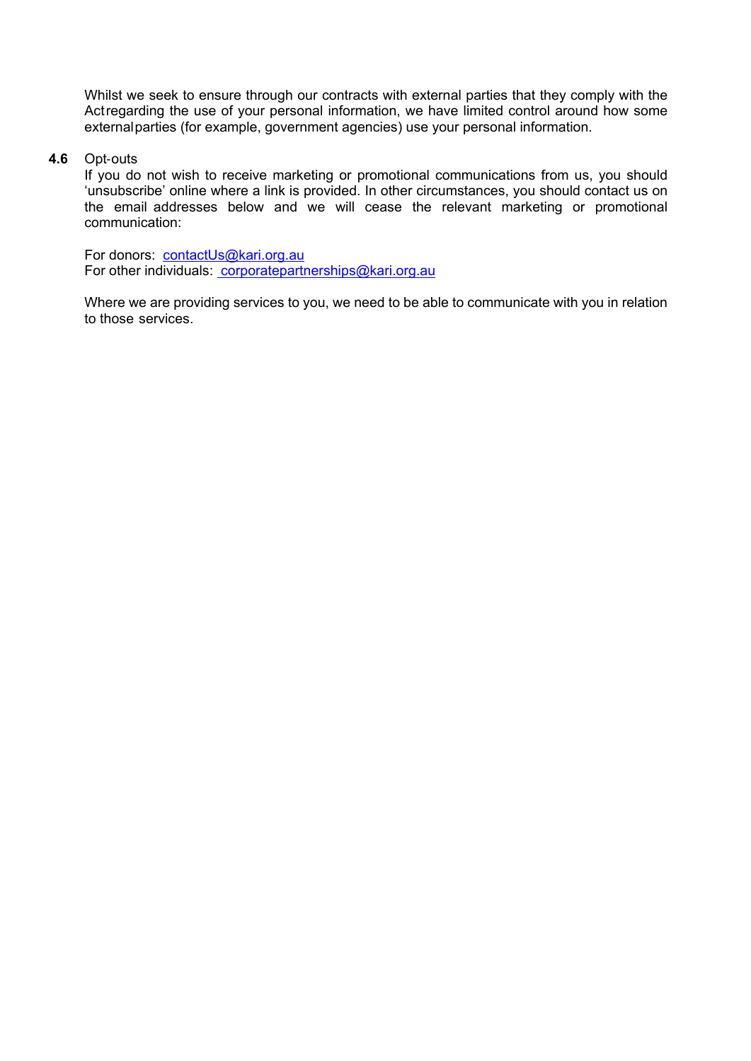Whilst we seek to ensure through our contracts with external parties that they comply with the Act regarding the use of your personal information, we have limited control around how some external parties (for example, government agencies) use your personal information.

**4.6** Opt-outs

If you do not wish to receive marketing or promotional communications from us, you should 'unsubscribe' online where a link is provided. In other circumstances, you should contact us on the email addresses below and we will cease the relevant marketing or promotional communication:

For donors: contactUs@kari.org.au
For other individuals: corporatepartnerships@kari.org.au

Where we are providing services to you, we need to be able to communicate with you in relation to those services.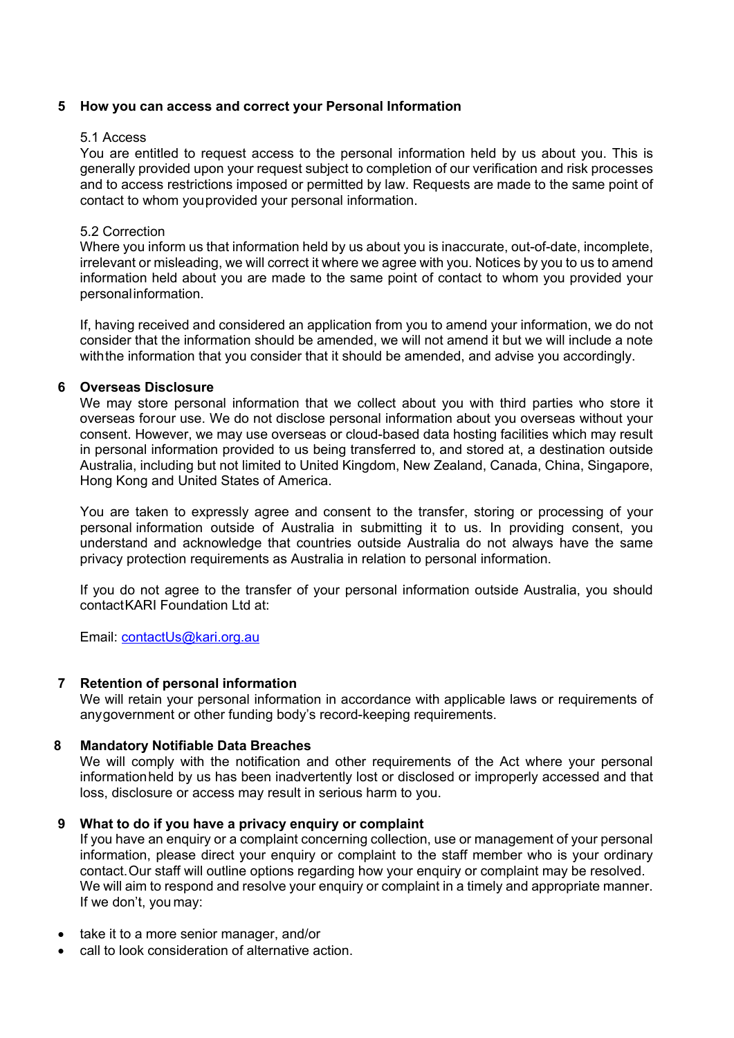## 5 How you can access and correct your Personal Information

### 5.1 Access

You are entitled to request access to the personal information held by us about you. This is generally provided upon your request subject to completion of our verification and risk processes and to access restrictions imposed or permitted by law. Requests are made to the same point of contact to whom you provided your personal information.

### 5.2 Correction

Where you inform us that information held by us about you is inaccurate, out-of-date, incomplete, irrelevant or misleading, we will correct it where we agree with you. Notices by you to us to amend information held about you are made to the same point of contact to whom you provided your personal information.

If, having received and considered an application from you to amend your information, we do not consider that the information should be amended, we will not amend it but we will include a note with the information that you consider that it should be amended, and advise you accordingly.

## 6 Overseas Disclosure

We may store personal information that we collect about you with third parties who store it overseas for our use. We do not disclose personal information about you overseas without your consent. However, we may use overseas or cloud-based data hosting facilities which may result in personal information provided to us being transferred to, and stored at, a destination outside Australia, including but not limited to United Kingdom, New Zealand, Canada, China, Singapore, Hong Kong and United States of America.

You are taken to expressly agree and consent to the transfer, storing or processing of your personal information outside of Australia in submitting it to us. In providing consent, you understand and acknowledge that countries outside Australia do not always have the same privacy protection requirements as Australia in relation to personal information.

If you do not agree to the transfer of your personal information outside Australia, you should contact KARI Foundation Ltd at:

Email: contactUs@kari.org.au

## 7 Retention of personal information

We will retain your personal information in accordance with applicable laws or requirements of any government or other funding body's record-keeping requirements.

## 8 Mandatory Notifiable Data Breaches

We will comply with the notification and other requirements of the Act where your personal information held by us has been inadvertently lost or disclosed or improperly accessed and that loss, disclosure or access may result in serious harm to you.

## 9 What to do if you have a privacy enquiry or complaint

If you have an enquiry or a complaint concerning collection, use or management of your personal information, please direct your enquiry or complaint to the staff member who is your ordinary contact. Our staff will outline options regarding how your enquiry or complaint may be resolved. We will aim to respond and resolve your enquiry or complaint in a timely and appropriate manner. If we don't, you may:

- take it to a more senior manager, and/or
- call to look consideration of alternative action.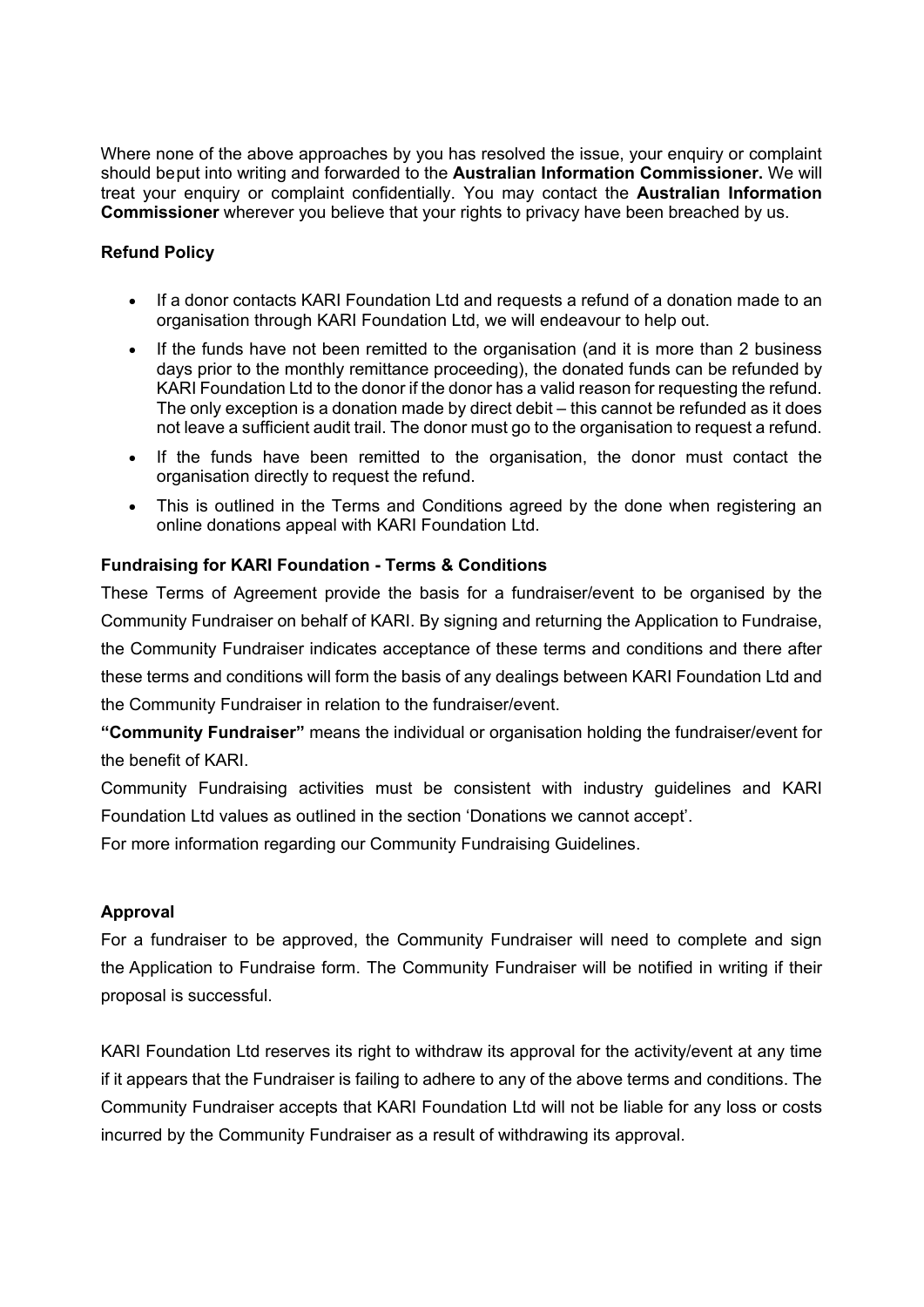Where none of the above approaches by you has resolved the issue, your enquiry or complaint should beput into writing and forwarded to the **Australian Information Commissioner.** We will treat your enquiry or complaint confidentially. You may contact the **Australian Information Commissioner** wherever you believe that your rights to privacy have been breached by us.

**Refund Policy**

- If a donor contacts KARI Foundation Ltd and requests a refund of a donation made to an organisation through KARI Foundation Ltd, we will endeavour to help out.
- If the funds have not been remitted to the organisation (and it is more than 2 business days prior to the monthly remittance proceeding), the donated funds can be refunded by KARI Foundation Ltd to the donor if the donor has a valid reason for requesting the refund. The only exception is a donation made by direct debit – this cannot be refunded as it does not leave a sufficient audit trail. The donor must go to the organisation to request a refund.
- If the funds have been remitted to the organisation, the donor must contact the organisation directly to request the refund.
- This is outlined in the Terms and Conditions agreed by the done when registering an online donations appeal with KARI Foundation Ltd.

**Fundraising for KARI Foundation - Terms & Conditions**

These Terms of Agreement provide the basis for a fundraiser/event to be organised by the Community Fundraiser on behalf of KARI. By signing and returning the Application to Fundraise, the Community Fundraiser indicates acceptance of these terms and conditions and there after these terms and conditions will form the basis of any dealings between KARI Foundation Ltd and the Community Fundraiser in relation to the fundraiser/event.

**"Community Fundraiser"** means the individual or organisation holding the fundraiser/event for the benefit of KARI.

Community Fundraising activities must be consistent with industry guidelines and KARI Foundation Ltd values as outlined in the section 'Donations we cannot accept'.

For more information regarding our Community Fundraising Guidelines.

**Approval**

For a fundraiser to be approved, the Community Fundraiser will need to complete and sign the Application to Fundraise form. The Community Fundraiser will be notified in writing if their proposal is successful.

KARI Foundation Ltd reserves its right to withdraw its approval for the activity/event at any time if it appears that the Fundraiser is failing to adhere to any of the above terms and conditions. The Community Fundraiser accepts that KARI Foundation Ltd will not be liable for any loss or costs incurred by the Community Fundraiser as a result of withdrawing its approval.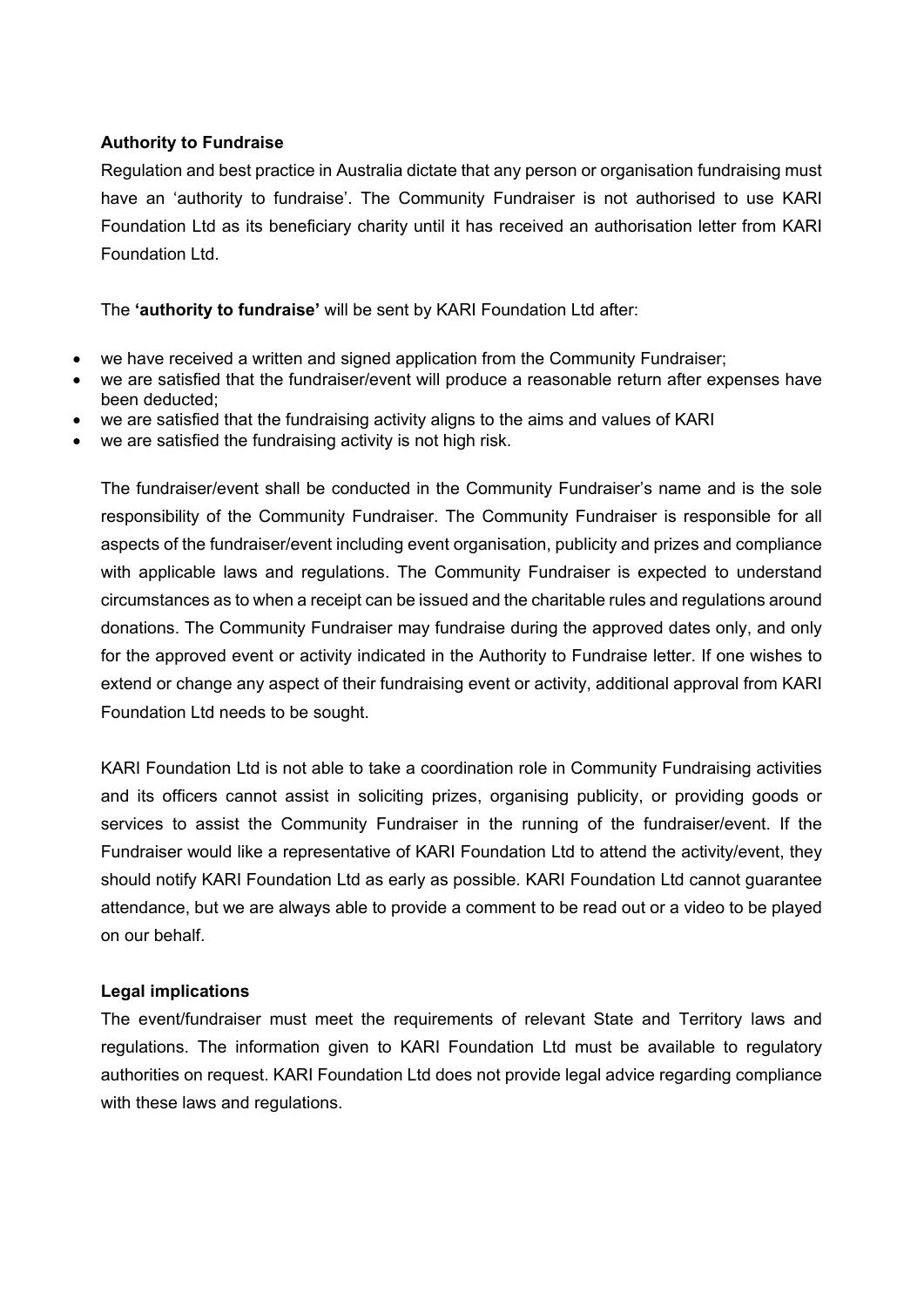### Authority to Fundraise

Regulation and best practice in Australia dictate that any person or organisation fundraising must have an 'authority to fundraise'. The Community Fundraiser is not authorised to use KARI Foundation Ltd as its beneficiary charity until it has received an authorisation letter from KARI Foundation Ltd.

The **'authority to fundraise'** will be sent by KARI Foundation Ltd after:

- we have received a written and signed application from the Community Fundraiser;
- we are satisfied that the fundraiser/event will produce a reasonable return after expenses have been deducted;
- we are satisfied that the fundraising activity aligns to the aims and values of KARI
- we are satisfied the fundraising activity is not high risk.

The fundraiser/event shall be conducted in the Community Fundraiser's name and is the sole responsibility of the Community Fundraiser. The Community Fundraiser is responsible for all aspects of the fundraiser/event including event organisation, publicity and prizes and compliance with applicable laws and regulations. The Community Fundraiser is expected to understand circumstances as to when a receipt can be issued and the charitable rules and regulations around donations. The Community Fundraiser may fundraise during the approved dates only, and only for the approved event or activity indicated in the Authority to Fundraise letter. If one wishes to extend or change any aspect of their fundraising event or activity, additional approval from KARI Foundation Ltd needs to be sought.

KARI Foundation Ltd is not able to take a coordination role in Community Fundraising activities and its officers cannot assist in soliciting prizes, organising publicity, or providing goods or services to assist the Community Fundraiser in the running of the fundraiser/event. If the Fundraiser would like a representative of KARI Foundation Ltd to attend the activity/event, they should notify KARI Foundation Ltd as early as possible. KARI Foundation Ltd cannot guarantee attendance, but we are always able to provide a comment to be read out or a video to be played on our behalf.

### Legal implications

The event/fundraiser must meet the requirements of relevant State and Territory laws and regulations. The information given to KARI Foundation Ltd must be available to regulatory authorities on request. KARI Foundation Ltd does not provide legal advice regarding compliance with these laws and regulations.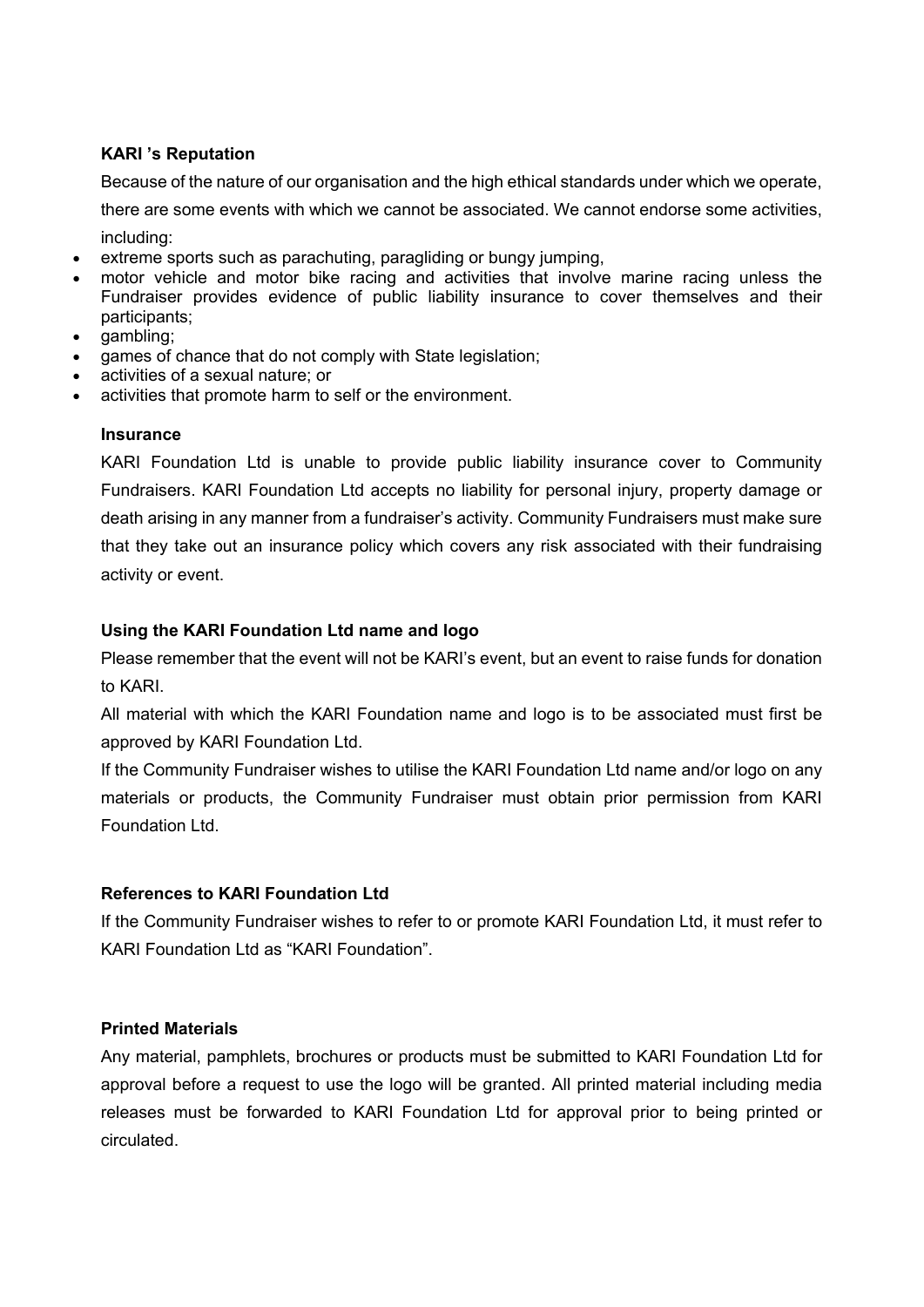**KARI 's Reputation**

Because of the nature of our organisation and the high ethical standards under which we operate, there are some events with which we cannot be associated. We cannot endorse some activities, including:

- extreme sports such as parachuting, paragliding or bungy jumping,
- motor vehicle and motor bike racing and activities that involve marine racing unless the Fundraiser provides evidence of public liability insurance to cover themselves and their participants;
- gambling;
- games of chance that do not comply with State legislation;
- activities of a sexual nature; or
- activities that promote harm to self or the environment.

**Insurance**

KARI Foundation Ltd is unable to provide public liability insurance cover to Community Fundraisers. KARI Foundation Ltd accepts no liability for personal injury, property damage or death arising in any manner from a fundraiser's activity. Community Fundraisers must make sure that they take out an insurance policy which covers any risk associated with their fundraising activity or event.

**Using the KARI Foundation Ltd name and logo**

Please remember that the event will not be KARI's event, but an event to raise funds for donation to KARI.

All material with which the KARI Foundation name and logo is to be associated must first be approved by KARI Foundation Ltd.

If the Community Fundraiser wishes to utilise the KARI Foundation Ltd name and/or logo on any materials or products, the Community Fundraiser must obtain prior permission from KARI Foundation Ltd.

**References to KARI Foundation Ltd**

If the Community Fundraiser wishes to refer to or promote KARI Foundation Ltd, it must refer to KARI Foundation Ltd as "KARI Foundation".

**Printed Materials**

Any material, pamphlets, brochures or products must be submitted to KARI Foundation Ltd for approval before a request to use the logo will be granted. All printed material including media releases must be forwarded to KARI Foundation Ltd for approval prior to being printed or circulated.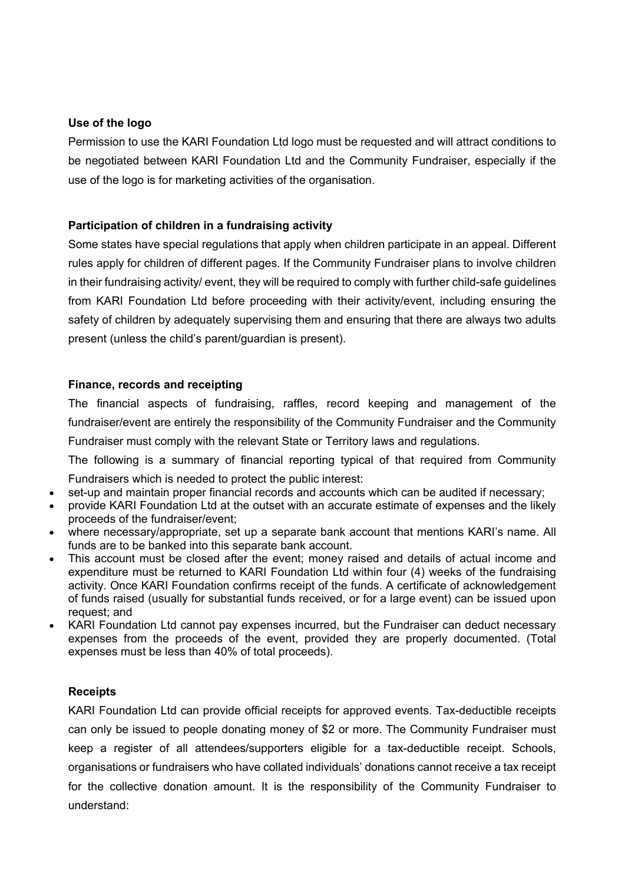**Use of the logo**

Permission to use the KARI Foundation Ltd logo must be requested and will attract conditions to be negotiated between KARI Foundation Ltd and the Community Fundraiser, especially if the use of the logo is for marketing activities of the organisation.

**Participation of children in a fundraising activity**

Some states have special regulations that apply when children participate in an appeal. Different rules apply for children of different pages. If the Community Fundraiser plans to involve children in their fundraising activity/ event, they will be required to comply with further child-safe guidelines from KARI Foundation Ltd before proceeding with their activity/event, including ensuring the safety of children by adequately supervising them and ensuring that there are always two adults present (unless the child's parent/guardian is present).

**Finance, records and receipting**

The financial aspects of fundraising, raffles, record keeping and management of the fundraiser/event are entirely the responsibility of the Community Fundraiser and the Community Fundraiser must comply with the relevant State or Territory laws and regulations.

The following is a summary of financial reporting typical of that required from Community Fundraisers which is needed to protect the public interest:

- set-up and maintain proper financial records and accounts which can be audited if necessary;
- provide KARI Foundation Ltd at the outset with an accurate estimate of expenses and the likely proceeds of the fundraiser/event;
- where necessary/appropriate, set up a separate bank account that mentions KARI's name. All funds are to be banked into this separate bank account.
- This account must be closed after the event; money raised and details of actual income and expenditure must be returned to KARI Foundation Ltd within four (4) weeks of the fundraising activity. Once KARI Foundation confirms receipt of the funds. A certificate of acknowledgement of funds raised (usually for substantial funds received, or for a large event) can be issued upon request; and
- KARI Foundation Ltd cannot pay expenses incurred, but the Fundraiser can deduct necessary expenses from the proceeds of the event, provided they are properly documented. (Total expenses must be less than 40% of total proceeds).

**Receipts**

KARI Foundation Ltd can provide official receipts for approved events. Tax-deductible receipts can only be issued to people donating money of $2 or more. The Community Fundraiser must keep a register of all attendees/supporters eligible for a tax-deductible receipt. Schools, organisations or fundraisers who have collated individuals' donations cannot receive a tax receipt for the collective donation amount. It is the responsibility of the Community Fundraiser to understand: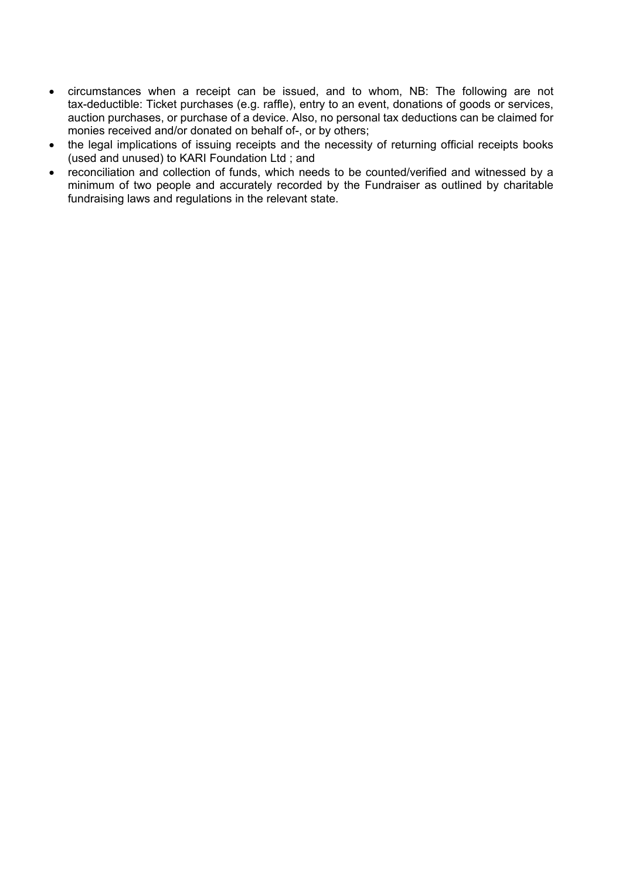- circumstances when a receipt can be issued, and to whom, NB: The following are not tax-deductible: Ticket purchases (e.g. raffle), entry to an event, donations of goods or services, auction purchases, or purchase of a device. Also, no personal tax deductions can be claimed for monies received and/or donated on behalf of-, or by others;
- the legal implications of issuing receipts and the necessity of returning official receipts books (used and unused) to KARI Foundation Ltd ; and
- reconciliation and collection of funds, which needs to be counted/verified and witnessed by a minimum of two people and accurately recorded by the Fundraiser as outlined by charitable fundraising laws and regulations in the relevant state.